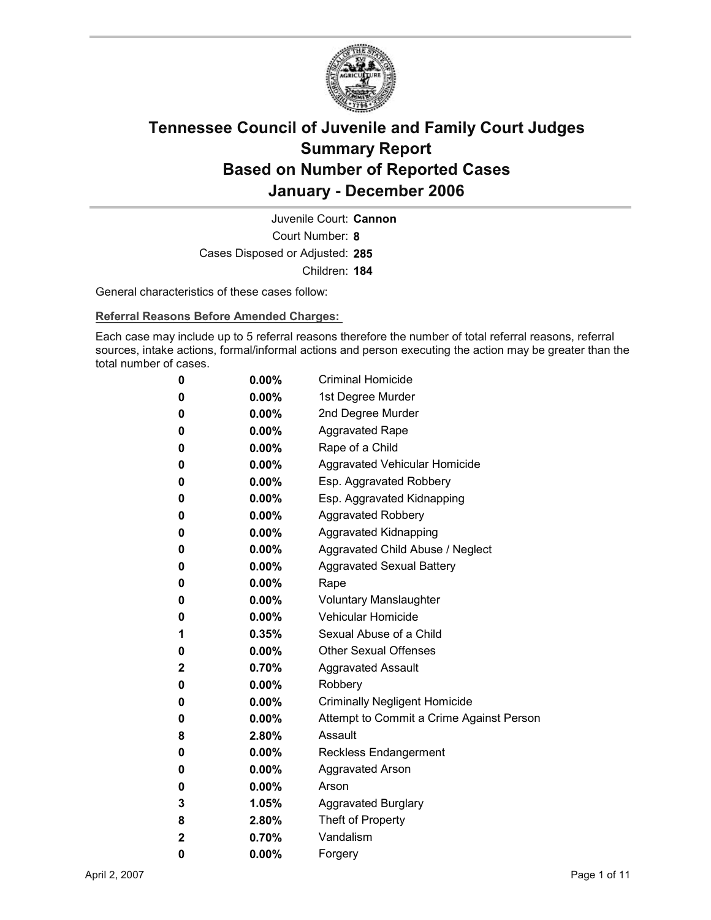# Tennessee Council of Juvenile and Family Court Judges
# Summary Report
# Based on Number of Reported Cases
# January - December 2006

Juvenile Court: **Cannon**
Court Number: **8**
Cases Disposed or Adjusted: **285**
Children: **184**

General characteristics of these cases follow:

**Referral Reasons Before Amended Charges:**

Each case may include up to 5 referral reasons therefore the number of total referral reasons, referral sources, intake actions, formal/informal actions and person executing the action may be greater than the total number of cases.

| | | |
|---|---|---|
| 0 | 0.00% | Criminal Homicide |
| 0 | 0.00% | 1st Degree Murder |
| 0 | 0.00% | 2nd Degree Murder |
| 0 | 0.00% | Aggravated Rape |
| 0 | 0.00% | Rape of a Child |
| 0 | 0.00% | Aggravated Vehicular Homicide |
| 0 | 0.00% | Esp. Aggravated Robbery |
| 0 | 0.00% | Esp. Aggravated Kidnapping |
| 0 | 0.00% | Aggravated Robbery |
| 0 | 0.00% | Aggravated Kidnapping |
| 0 | 0.00% | Aggravated Child Abuse / Neglect |
| 0 | 0.00% | Aggravated Sexual Battery |
| 0 | 0.00% | Rape |
| 0 | 0.00% | Voluntary Manslaughter |
| 0 | 0.00% | Vehicular Homicide |
| 1 | 0.35% | Sexual Abuse of a Child |
| 0 | 0.00% | Other Sexual Offenses |
| 2 | 0.70% | Aggravated Assault |
| 0 | 0.00% | Robbery |
| 0 | 0.00% | Criminally Negligent Homicide |
| 0 | 0.00% | Attempt to Commit a Crime Against Person |
| 8 | 2.80% | Assault |
| 0 | 0.00% | Reckless Endangerment |
| 0 | 0.00% | Aggravated Arson |
| 0 | 0.00% | Arson |
| 3 | 1.05% | Aggravated Burglary |
| 8 | 2.80% | Theft of Property |
| 2 | 0.70% | Vandalism |
| 0 | 0.00% | Forgery |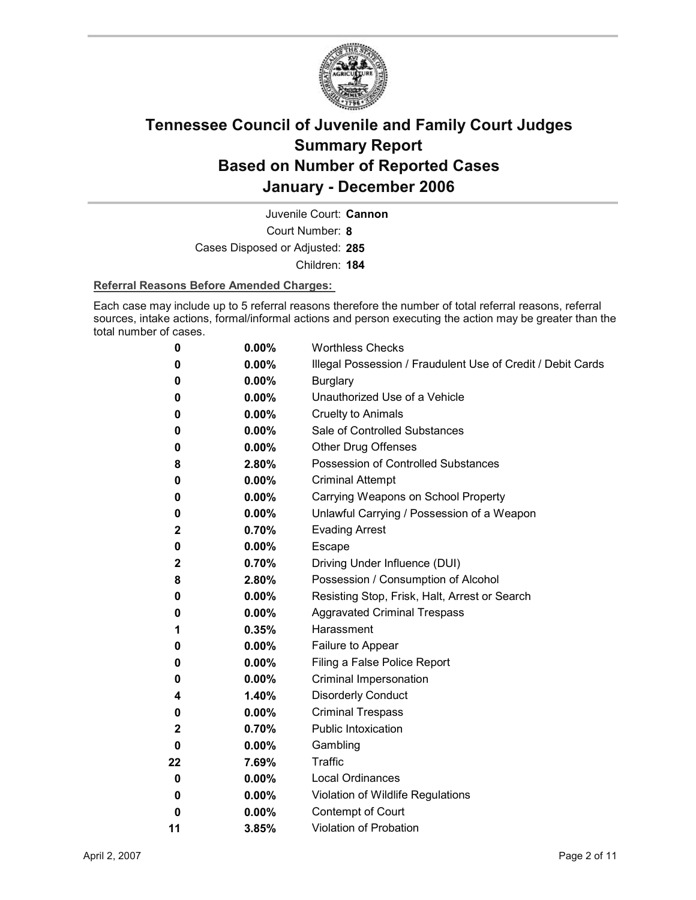# Tennessee Council of Juvenile and Family Court Judges
# Summary Report
# Based on Number of Reported Cases
# January - December 2006

Juvenile Court: **Cannon**

Court Number: **8**

Cases Disposed or Adjusted: **285**

Children: **184**

**Referral Reasons Before Amended Charges:**

Each case may include up to 5 referral reasons therefore the number of total referral reasons, referral sources, intake actions, formal/informal actions and person executing the action may be greater than the total number of cases.

| Count | Percent | Referral Reason |
|---|---|---|
| 0 | 0.00% | Worthless Checks |
| 0 | 0.00% | Illegal Possession / Fraudulent Use of Credit / Debit Cards |
| 0 | 0.00% | Burglary |
| 0 | 0.00% | Unauthorized Use of a Vehicle |
| 0 | 0.00% | Cruelty to Animals |
| 0 | 0.00% | Sale of Controlled Substances |
| 0 | 0.00% | Other Drug Offenses |
| 8 | 2.80% | Possession of Controlled Substances |
| 0 | 0.00% | Criminal Attempt |
| 0 | 0.00% | Carrying Weapons on School Property |
| 0 | 0.00% | Unlawful Carrying / Possession of a Weapon |
| 2 | 0.70% | Evading Arrest |
| 0 | 0.00% | Escape |
| 2 | 0.70% | Driving Under Influence (DUI) |
| 8 | 2.80% | Possession / Consumption of Alcohol |
| 0 | 0.00% | Resisting Stop, Frisk, Halt, Arrest or Search |
| 0 | 0.00% | Aggravated Criminal Trespass |
| 1 | 0.35% | Harassment |
| 0 | 0.00% | Failure to Appear |
| 0 | 0.00% | Filing a False Police Report |
| 0 | 0.00% | Criminal Impersonation |
| 4 | 1.40% | Disorderly Conduct |
| 0 | 0.00% | Criminal Trespass |
| 2 | 0.70% | Public Intoxication |
| 0 | 0.00% | Gambling |
| 22 | 7.69% | Traffic |
| 0 | 0.00% | Local Ordinances |
| 0 | 0.00% | Violation of Wildlife Regulations |
| 0 | 0.00% | Contempt of Court |
| 11 | 3.85% | Violation of Probation |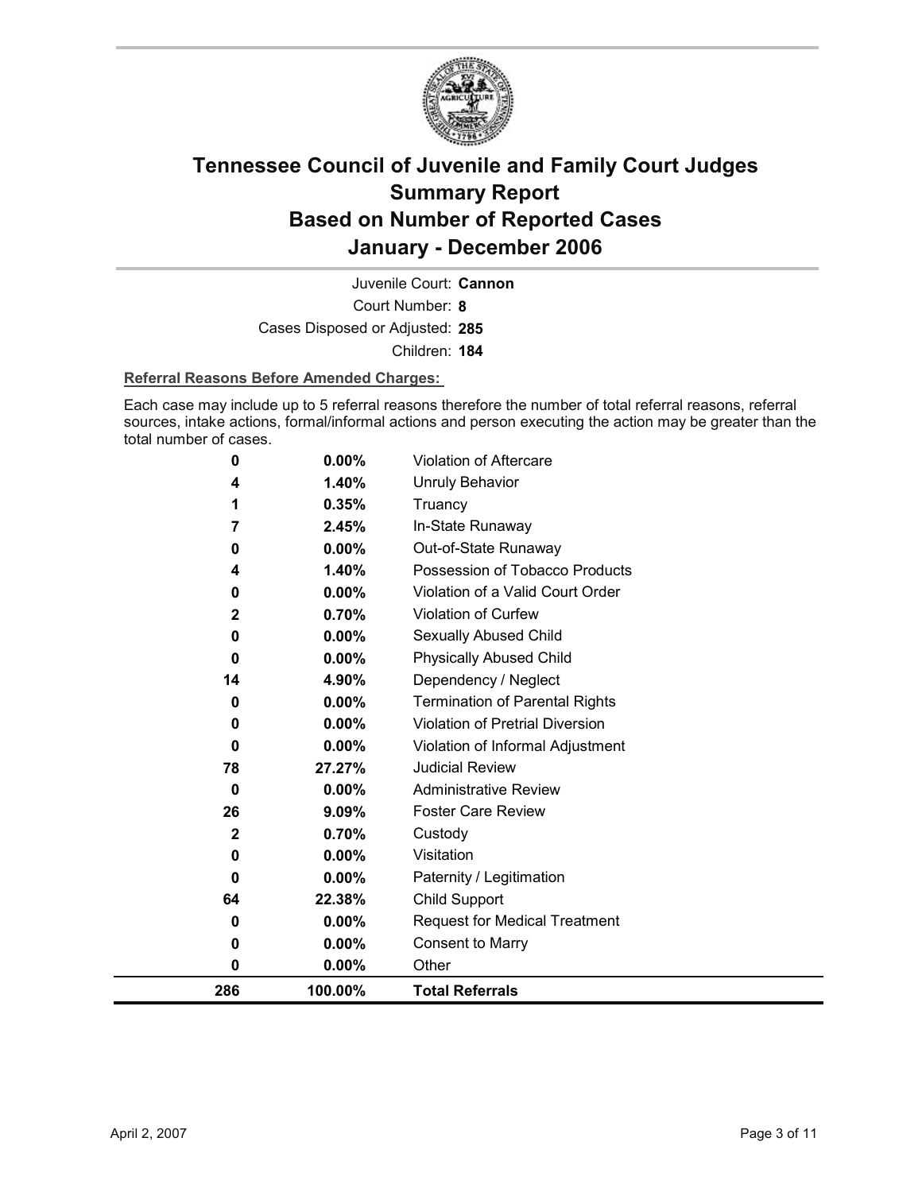# Tennessee Council of Juvenile and Family Court Judges
## Summary Report
## Based on Number of Reported Cases
## January - December 2006

Juvenile Court: **Cannon**

Court Number: **8**

Cases Disposed or Adjusted: **285**

Children: **184**

**Referral Reasons Before Amended Charges:**

Each case may include up to 5 referral reasons therefore the number of total referral reasons, referral sources, intake actions, formal/informal actions and person executing the action may be greater than the total number of cases.

| Count | Percent | Referral Reason |
|---|---|---|
| 0 | 0.00% | Violation of Aftercare |
| 4 | 1.40% | Unruly Behavior |
| 1 | 0.35% | Truancy |
| 7 | 2.45% | In-State Runaway |
| 0 | 0.00% | Out-of-State Runaway |
| 4 | 1.40% | Possession of Tobacco Products |
| 0 | 0.00% | Violation of a Valid Court Order |
| 2 | 0.70% | Violation of Curfew |
| 0 | 0.00% | Sexually Abused Child |
| 0 | 0.00% | Physically Abused Child |
| 14 | 4.90% | Dependency / Neglect |
| 0 | 0.00% | Termination of Parental Rights |
| 0 | 0.00% | Violation of Pretrial Diversion |
| 0 | 0.00% | Violation of Informal Adjustment |
| 78 | 27.27% | Judicial Review |
| 0 | 0.00% | Administrative Review |
| 26 | 9.09% | Foster Care Review |
| 2 | 0.70% | Custody |
| 0 | 0.00% | Visitation |
| 0 | 0.00% | Paternity / Legitimation |
| 64 | 22.38% | Child Support |
| 0 | 0.00% | Request for Medical Treatment |
| 0 | 0.00% | Consent to Marry |
| 0 | 0.00% | Other |
| **286** | **100.00%** | **Total Referrals** |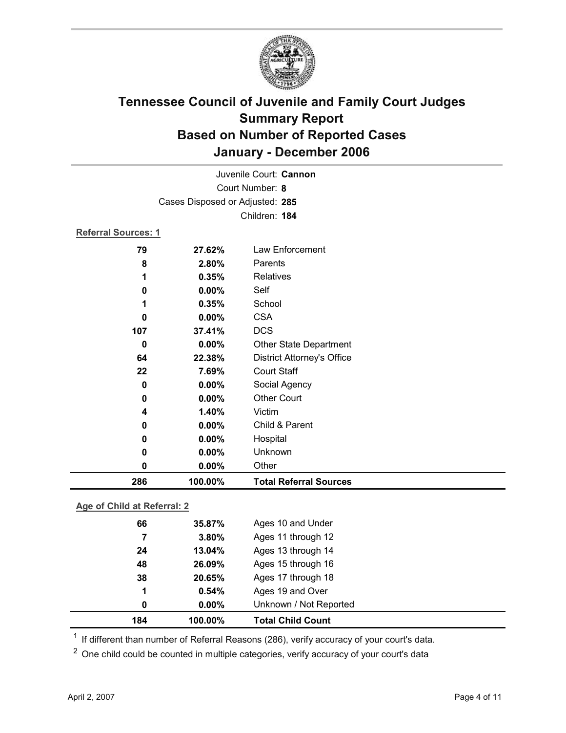# Tennessee Council of Juvenile and Family Court Judges
# Summary Report
# Based on Number of Reported Cases
# January - December 2006

Juvenile Court: **Cannon**
Court Number: **8**
Cases Disposed or Adjusted: **285**
Children: **184**

**Referral Sources: 1**

| Count | Percent | Source |
|---|---|---|
| 79 | 27.62% | Law Enforcement |
| 8 | 2.80% | Parents |
| 1 | 0.35% | Relatives |
| 0 | 0.00% | Self |
| 1 | 0.35% | School |
| 0 | 0.00% | CSA |
| 107 | 37.41% | DCS |
| 0 | 0.00% | Other State Department |
| 64 | 22.38% | District Attorney's Office |
| 22 | 7.69% | Court Staff |
| 0 | 0.00% | Social Agency |
| 0 | 0.00% | Other Court |
| 4 | 1.40% | Victim |
| 0 | 0.00% | Child & Parent |
| 0 | 0.00% | Hospital |
| 0 | 0.00% | Unknown |
| 0 | 0.00% | Other |
| **286** | **100.00%** | **Total Referral Sources** |

**Age of Child at Referral: 2**

| Count | Percent | Age |
|---|---|---|
| 66 | 35.87% | Ages 10 and Under |
| 7 | 3.80% | Ages 11 through 12 |
| 24 | 13.04% | Ages 13 through 14 |
| 48 | 26.09% | Ages 15 through 16 |
| 38 | 20.65% | Ages 17 through 18 |
| 1 | 0.54% | Ages 19 and Over |
| 0 | 0.00% | Unknown / Not Reported |
| **184** | **100.00%** | **Total Child Count** |

[1] If different than number of Referral Reasons (286), verify accuracy of your court's data.

[2] One child could be counted in multiple categories, verify accuracy of your court's data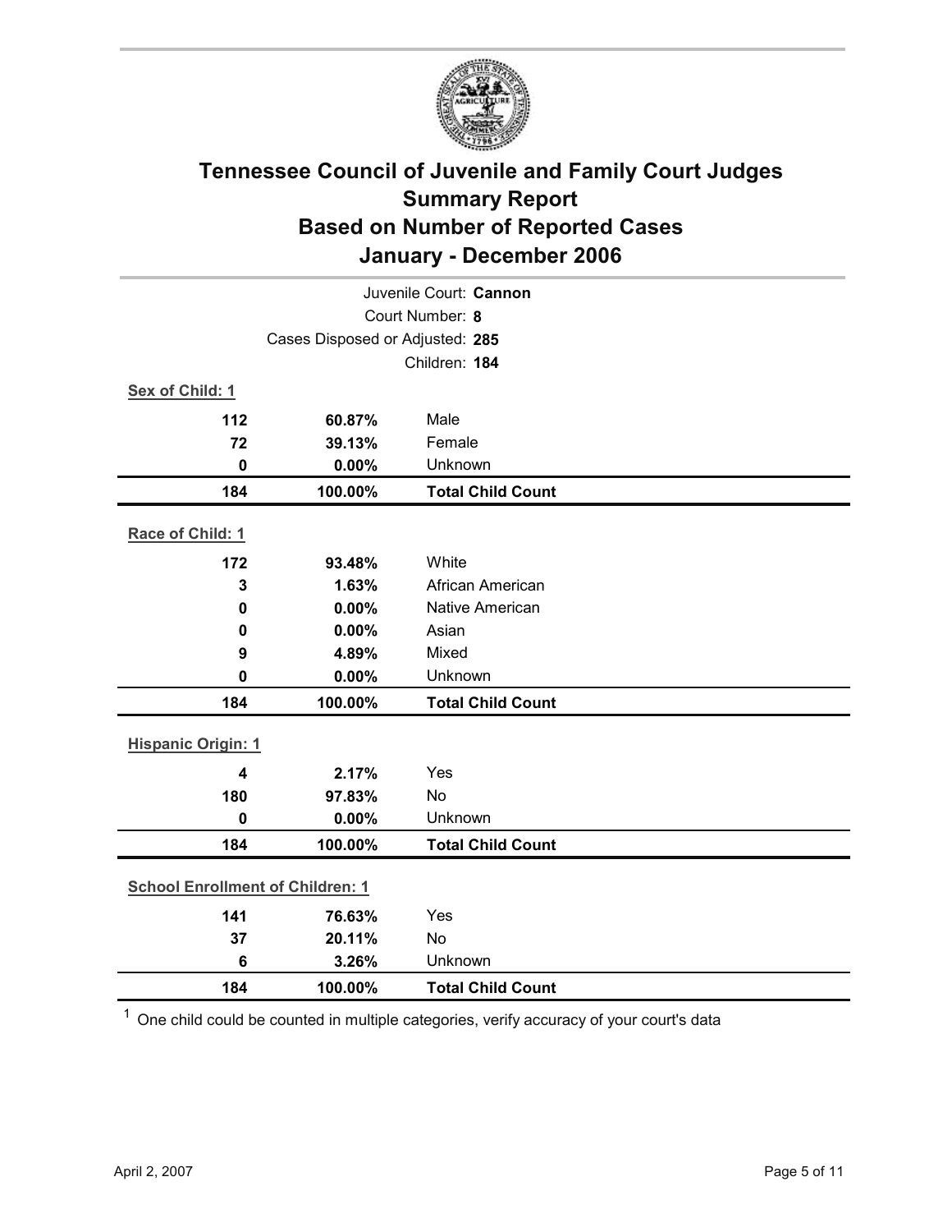# Tennessee Council of Juvenile and Family Court Judges
## Summary Report
## Based on Number of Reported Cases
## January - December 2006

Juvenile Court: **Cannon**

Court Number: **8**

Cases Disposed or Adjusted: **285**

Children: **184**

**Sex of Child: 1**

| | | |
|---|---|---|
| **112** | **60.87%** | Male |
| **72** | **39.13%** | Female |
| **0** | **0.00%** | Unknown |
| **184** | **100.00%** | **Total Child Count** |

**Race of Child: 1**

| | | |
|---|---|---|
| **172** | **93.48%** | White |
| **3** | **1.63%** | African American |
| **0** | **0.00%** | Native American |
| **0** | **0.00%** | Asian |
| **9** | **4.89%** | Mixed |
| **0** | **0.00%** | Unknown |
| **184** | **100.00%** | **Total Child Count** |

**Hispanic Origin: 1**

| | | |
|---|---|---|
| **4** | **2.17%** | Yes |
| **180** | **97.83%** | No |
| **0** | **0.00%** | Unknown |
| **184** | **100.00%** | **Total Child Count** |

**School Enrollment of Children: 1**

| | | |
|---|---|---|
| **141** | **76.63%** | Yes |
| **37** | **20.11%** | No |
| **6** | **3.26%** | Unknown |
| **184** | **100.00%** | **Total Child Count** |

[1] One child could be counted in multiple categories, verify accuracy of your court's data

April 2, 2007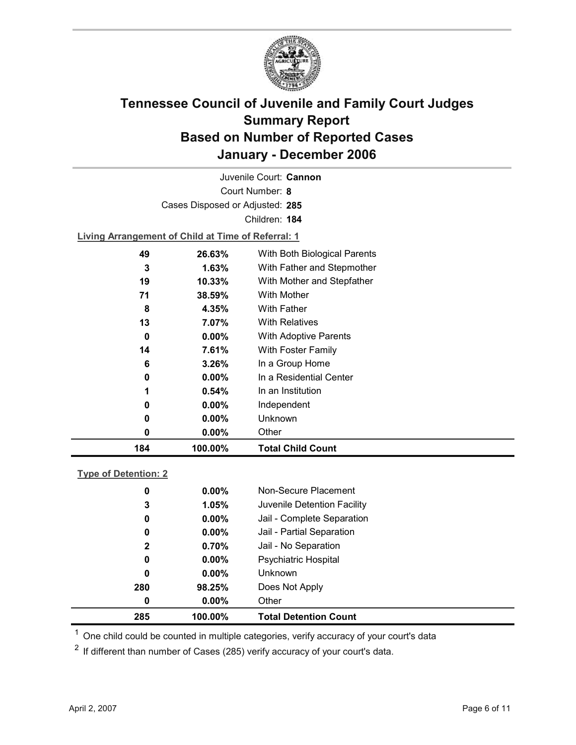# Tennessee Council of Juvenile and Family Court Judges
# Summary Report
# Based on Number of Reported Cases
# January - December 2006

Juvenile Court: **Cannon**

Court Number: **8**

Cases Disposed or Adjusted: **285**

Children: **184**

**Living Arrangement of Child at Time of Referral: 1**

| Count | Percent | Living Arrangement |
|---|---|---|
| 49 | 26.63% | With Both Biological Parents |
| 3 | 1.63% | With Father and Stepmother |
| 19 | 10.33% | With Mother and Stepfather |
| 71 | 38.59% | With Mother |
| 8 | 4.35% | With Father |
| 13 | 7.07% | With Relatives |
| 0 | 0.00% | With Adoptive Parents |
| 14 | 7.61% | With Foster Family |
| 6 | 3.26% | In a Group Home |
| 0 | 0.00% | In a Residential Center |
| 1 | 0.54% | In an Institution |
| 0 | 0.00% | Independent |
| 0 | 0.00% | Unknown |
| 0 | 0.00% | Other |
| **184** | **100.00%** | **Total Child Count** |

**Type of Detention: 2**

| Count | Percent | Type of Detention |
|---|---|---|
| 0 | 0.00% | Non-Secure Placement |
| 3 | 1.05% | Juvenile Detention Facility |
| 0 | 0.00% | Jail - Complete Separation |
| 0 | 0.00% | Jail - Partial Separation |
| 2 | 0.70% | Jail - No Separation |
| 0 | 0.00% | Psychiatric Hospital |
| 0 | 0.00% | Unknown |
| 280 | 98.25% | Does Not Apply |
| 0 | 0.00% | Other |
| **285** | **100.00%** | **Total Detention Count** |

[1] One child could be counted in multiple categories, verify accuracy of your court's data

[2] If different than number of Cases (285) verify accuracy of your court's data.

April 2, 2007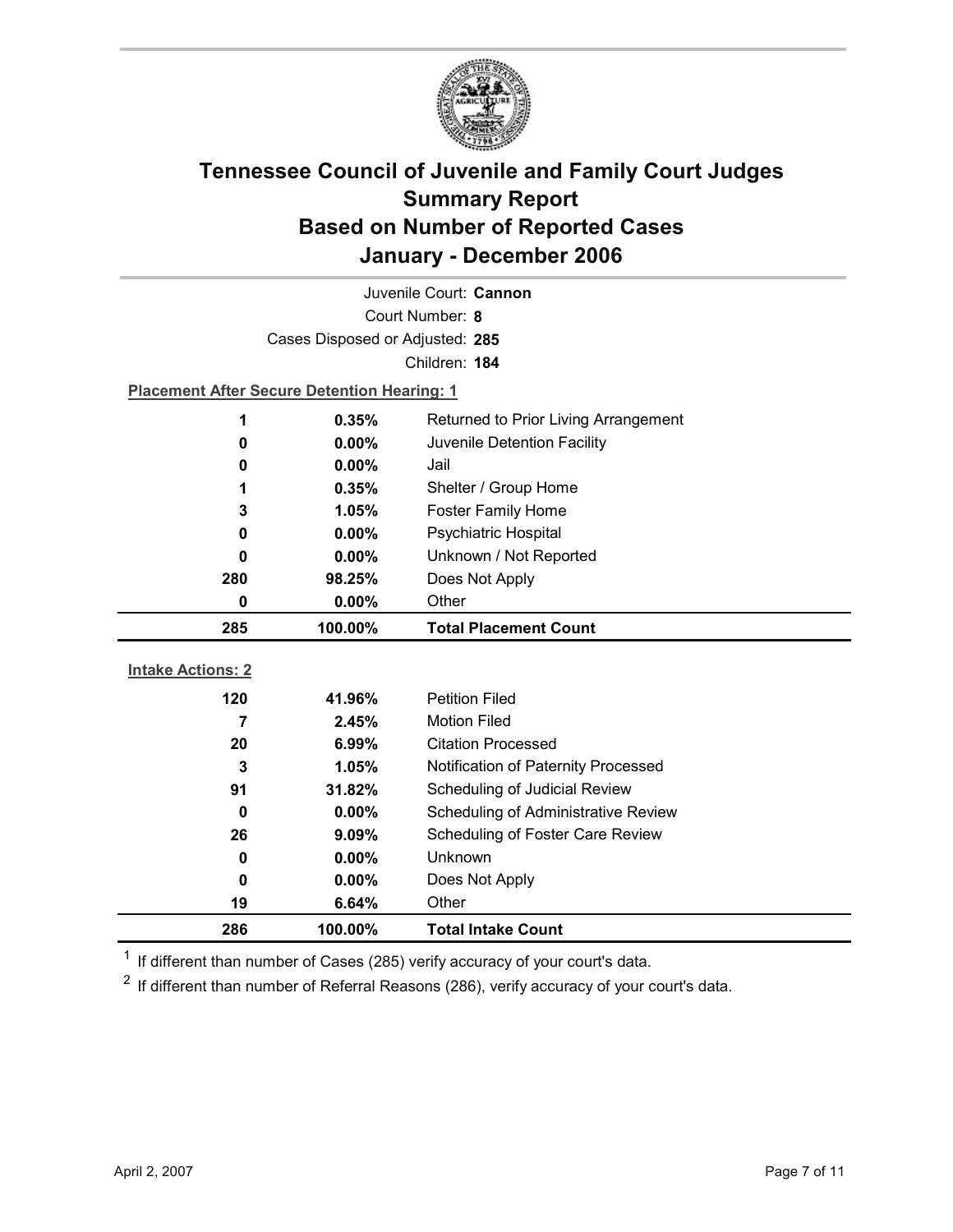# Tennessee Council of Juvenile and Family Court Judges
## Summary Report
## Based on Number of Reported Cases
## January - December 2006

Juvenile Court: **Cannon**

Court Number: **8**

Cases Disposed or Adjusted: **285**

Children: **184**

**Placement After Secure Detention Hearing: 1**

| Count | Percent | Placement |
|---|---|---|
| 1 | 0.35% | Returned to Prior Living Arrangement |
| 0 | 0.00% | Juvenile Detention Facility |
| 0 | 0.00% | Jail |
| 1 | 0.35% | Shelter / Group Home |
| 3 | 1.05% | Foster Family Home |
| 0 | 0.00% | Psychiatric Hospital |
| 0 | 0.00% | Unknown / Not Reported |
| 280 | 98.25% | Does Not Apply |
| 0 | 0.00% | Other |
| **285** | **100.00%** | **Total Placement Count** |

**Intake Actions: 2**

| Count | Percent | Intake Action |
|---|---|---|
| 120 | 41.96% | Petition Filed |
| 7 | 2.45% | Motion Filed |
| 20 | 6.99% | Citation Processed |
| 3 | 1.05% | Notification of Paternity Processed |
| 91 | 31.82% | Scheduling of Judicial Review |
| 0 | 0.00% | Scheduling of Administrative Review |
| 26 | 9.09% | Scheduling of Foster Care Review |
| 0 | 0.00% | Unknown |
| 0 | 0.00% | Does Not Apply |
| 19 | 6.64% | Other |
| **286** | **100.00%** | **Total Intake Count** |

[1] If different than number of Cases (285) verify accuracy of your court's data.

[2] If different than number of Referral Reasons (286), verify accuracy of your court's data.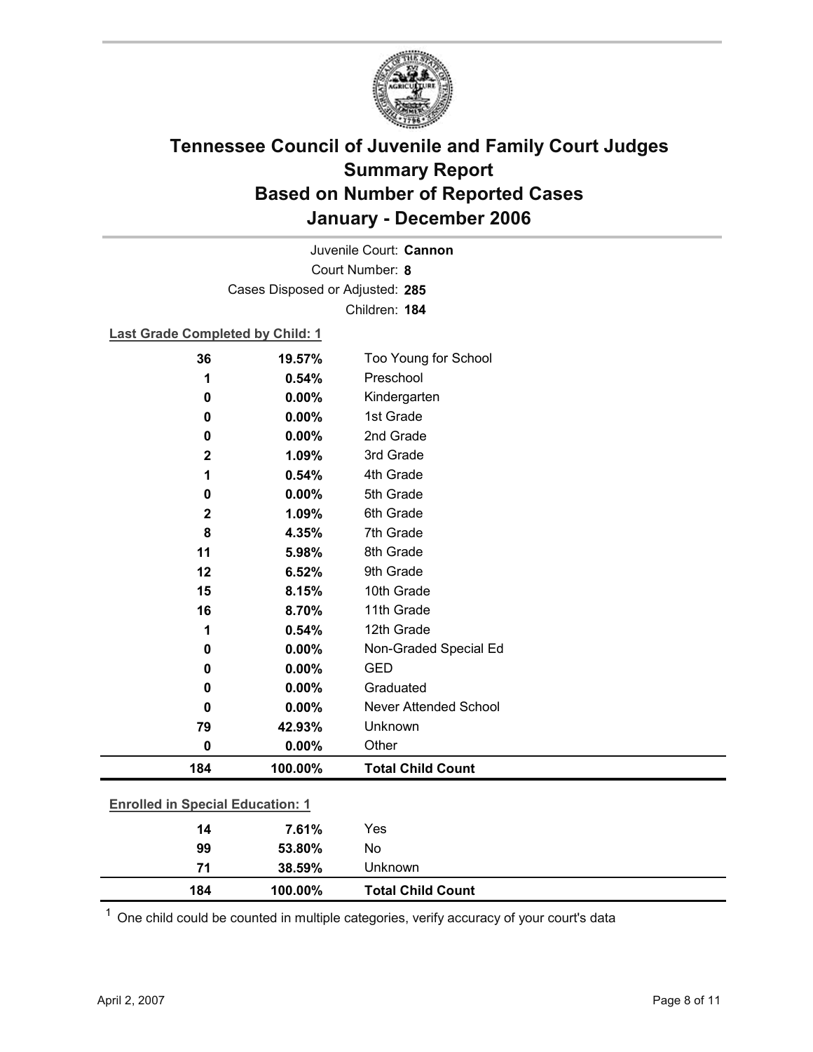# Tennessee Council of Juvenile and Family Court Judges Summary Report Based on Number of Reported Cases January - December 2006

Juvenile Court: **Cannon**

Court Number: **8**

Cases Disposed or Adjusted: **285**

Children: **184**

**Last Grade Completed by Child: 1**

| Count | Percent | Category |
|---|---|---|
| 36 | 19.57% | Too Young for School |
| 1 | 0.54% | Preschool |
| 0 | 0.00% | Kindergarten |
| 0 | 0.00% | 1st Grade |
| 0 | 0.00% | 2nd Grade |
| 2 | 1.09% | 3rd Grade |
| 1 | 0.54% | 4th Grade |
| 0 | 0.00% | 5th Grade |
| 2 | 1.09% | 6th Grade |
| 8 | 4.35% | 7th Grade |
| 11 | 5.98% | 8th Grade |
| 12 | 6.52% | 9th Grade |
| 15 | 8.15% | 10th Grade |
| 16 | 8.70% | 11th Grade |
| 1 | 0.54% | 12th Grade |
| 0 | 0.00% | Non-Graded Special Ed |
| 0 | 0.00% | GED |
| 0 | 0.00% | Graduated |
| 0 | 0.00% | Never Attended School |
| 79 | 42.93% | Unknown |
| 0 | 0.00% | Other |
| **184** | **100.00%** | **Total Child Count** |

**Enrolled in Special Education: 1**

| Count | Percent | Category |
|---|---|---|
| 14 | 7.61% | Yes |
| 99 | 53.80% | No |
| 71 | 38.59% | Unknown |
| **184** | **100.00%** | **Total Child Count** |

[1] One child could be counted in multiple categories, verify accuracy of your court's data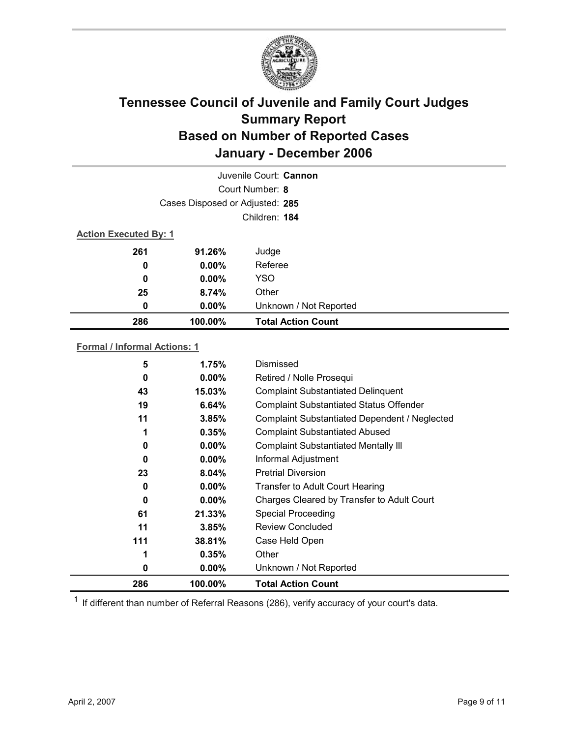# Tennessee Council of Juvenile and Family Court Judges
## Summary Report
## Based on Number of Reported Cases
## January - December 2006

Juvenile Court: **Cannon**

Court Number: **8**

Cases Disposed or Adjusted: **285**

Children: **184**

**Action Executed By: 1**

| | | |
|---|---|---|
| 261 | 91.26% | Judge |
| 0 | 0.00% | Referee |
| 0 | 0.00% | YSO |
| 25 | 8.74% | Other |
| 0 | 0.00% | Unknown / Not Reported |
| **286** | **100.00%** | **Total Action Count** |

**Formal / Informal Actions: 1**

| | | |
|---|---|---|
| 5 | 1.75% | Dismissed |
| 0 | 0.00% | Retired / Nolle Prosequi |
| 43 | 15.03% | Complaint Substantiated Delinquent |
| 19 | 6.64% | Complaint Substantiated Status Offender |
| 11 | 3.85% | Complaint Substantiated Dependent / Neglected |
| 1 | 0.35% | Complaint Substantiated Abused |
| 0 | 0.00% | Complaint Substantiated Mentally Ill |
| 0 | 0.00% | Informal Adjustment |
| 23 | 8.04% | Pretrial Diversion |
| 0 | 0.00% | Transfer to Adult Court Hearing |
| 0 | 0.00% | Charges Cleared by Transfer to Adult Court |
| 61 | 21.33% | Special Proceeding |
| 11 | 3.85% | Review Concluded |
| 111 | 38.81% | Case Held Open |
| 1 | 0.35% | Other |
| 0 | 0.00% | Unknown / Not Reported |
| **286** | **100.00%** | **Total Action Count** |

[1] If different than number of Referral Reasons (286), verify accuracy of your court's data.

April 2, 2007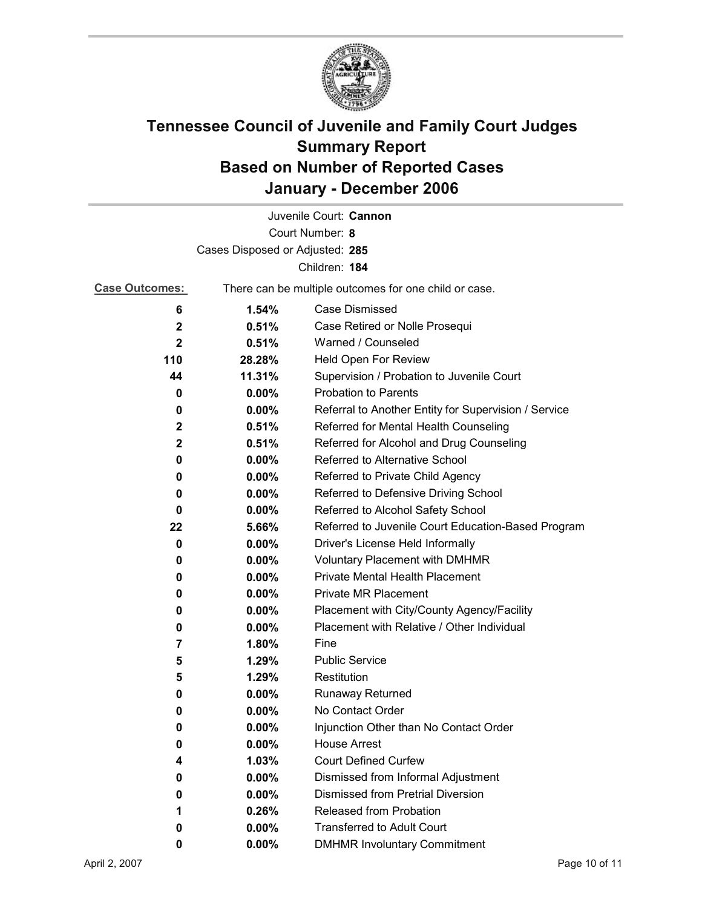# Tennessee Council of Juvenile and Family Court Judges
# Summary Report
# Based on Number of Reported Cases
# January - December 2006

Juvenile Court: **Cannon**

Court Number: **8**

Cases Disposed or Adjusted: **285**

Children: **184**

**Case Outcomes:** There can be multiple outcomes for one child or case.

| Count | Percent | Outcome |
|---|---|---|
| 6 | 1.54% | Case Dismissed |
| 2 | 0.51% | Case Retired or Nolle Prosequi |
| 2 | 0.51% | Warned / Counseled |
| 110 | 28.28% | Held Open For Review |
| 44 | 11.31% | Supervision / Probation to Juvenile Court |
| 0 | 0.00% | Probation to Parents |
| 0 | 0.00% | Referral to Another Entity for Supervision / Service |
| 2 | 0.51% | Referred for Mental Health Counseling |
| 2 | 0.51% | Referred for Alcohol and Drug Counseling |
| 0 | 0.00% | Referred to Alternative School |
| 0 | 0.00% | Referred to Private Child Agency |
| 0 | 0.00% | Referred to Defensive Driving School |
| 0 | 0.00% | Referred to Alcohol Safety School |
| 22 | 5.66% | Referred to Juvenile Court Education-Based Program |
| 0 | 0.00% | Driver's License Held Informally |
| 0 | 0.00% | Voluntary Placement with DMHMR |
| 0 | 0.00% | Private Mental Health Placement |
| 0 | 0.00% | Private MR Placement |
| 0 | 0.00% | Placement with City/County Agency/Facility |
| 0 | 0.00% | Placement with Relative / Other Individual |
| 7 | 1.80% | Fine |
| 5 | 1.29% | Public Service |
| 5 | 1.29% | Restitution |
| 0 | 0.00% | Runaway Returned |
| 0 | 0.00% | No Contact Order |
| 0 | 0.00% | Injunction Other than No Contact Order |
| 0 | 0.00% | House Arrest |
| 4 | 1.03% | Court Defined Curfew |
| 0 | 0.00% | Dismissed from Informal Adjustment |
| 0 | 0.00% | Dismissed from Pretrial Diversion |
| 1 | 0.26% | Released from Probation |
| 0 | 0.00% | Transferred to Adult Court |
| 0 | 0.00% | DMHMR Involuntary Commitment |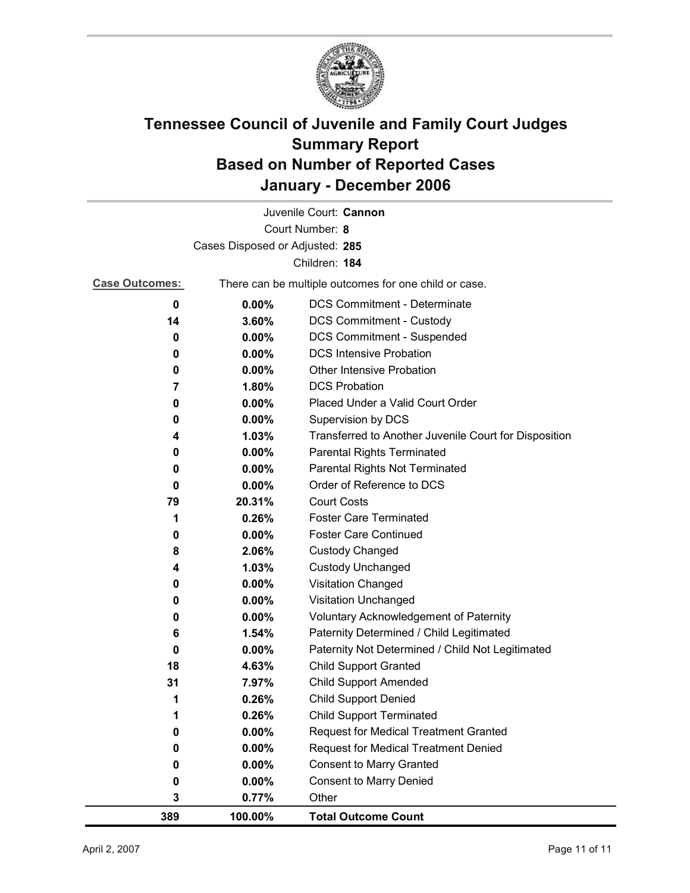# Tennessee Council of Juvenile and Family Court Judges
## Summary Report
## Based on Number of Reported Cases
## January - December 2006

Juvenile Court: **Cannon**

Court Number: **8**

Cases Disposed or Adjusted: **285**

Children: **184**

**Case Outcomes:** There can be multiple outcomes for one child or case.

| | | |
|---|---|---|
| **0** | **0.00%** | DCS Commitment - Determinate |
| **14** | **3.60%** | DCS Commitment - Custody |
| **0** | **0.00%** | DCS Commitment - Suspended |
| **0** | **0.00%** | DCS Intensive Probation |
| **0** | **0.00%** | Other Intensive Probation |
| **7** | **1.80%** | DCS Probation |
| **0** | **0.00%** | Placed Under a Valid Court Order |
| **0** | **0.00%** | Supervision by DCS |
| **4** | **1.03%** | Transferred to Another Juvenile Court for Disposition |
| **0** | **0.00%** | Parental Rights Terminated |
| **0** | **0.00%** | Parental Rights Not Terminated |
| **0** | **0.00%** | Order of Reference to DCS |
| **79** | **20.31%** | Court Costs |
| **1** | **0.26%** | Foster Care Terminated |
| **0** | **0.00%** | Foster Care Continued |
| **8** | **2.06%** | Custody Changed |
| **4** | **1.03%** | Custody Unchanged |
| **0** | **0.00%** | Visitation Changed |
| **0** | **0.00%** | Visitation Unchanged |
| **0** | **0.00%** | Voluntary Acknowledgement of Paternity |
| **6** | **1.54%** | Paternity Determined / Child Legitimated |
| **0** | **0.00%** | Paternity Not Determined / Child Not Legitimated |
| **18** | **4.63%** | Child Support Granted |
| **31** | **7.97%** | Child Support Amended |
| **1** | **0.26%** | Child Support Denied |
| **1** | **0.26%** | Child Support Terminated |
| **0** | **0.00%** | Request for Medical Treatment Granted |
| **0** | **0.00%** | Request for Medical Treatment Denied |
| **0** | **0.00%** | Consent to Marry Granted |
| **0** | **0.00%** | Consent to Marry Denied |
| **3** | **0.77%** | Other |
| **389** | **100.00%** | **Total Outcome Count** |